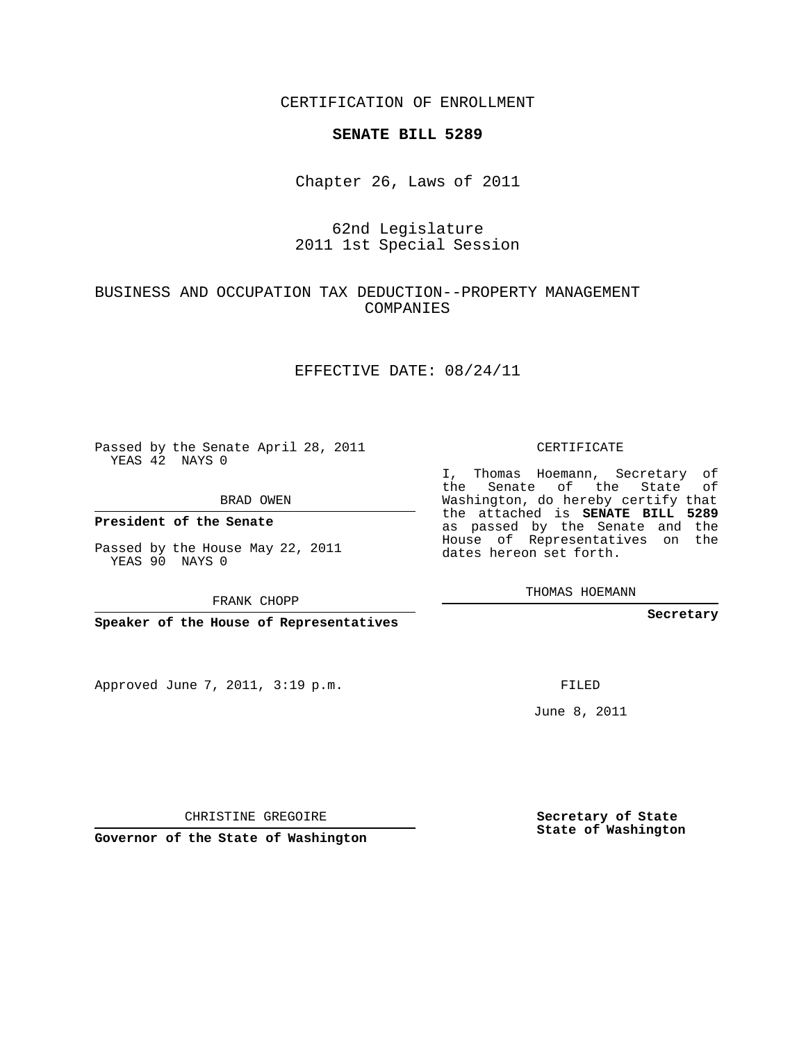CERTIFICATION OF ENROLLMENT

**SENATE BILL 5289**

Chapter 26, Laws of 2011

62nd Legislature
2011 1st Special Session

BUSINESS AND OCCUPATION TAX DEDUCTION--PROPERTY MANAGEMENT COMPANIES

EFFECTIVE DATE: 08/24/11

Passed by the Senate April 28, 2011
YEAS 42 NAYS 0

BRAD OWEN

**President of the Senate**

Passed by the House May 22, 2011
YEAS 90 NAYS 0

FRANK CHOPP

**Speaker of the House of Representatives**

Approved June 7, 2011, 3:19 p.m.

CHRISTINE GREGOIRE

**Governor of the State of Washington**

CERTIFICATE

I, Thomas Hoemann, Secretary of the Senate of the State of Washington, do hereby certify that the attached is **SENATE BILL 5289** as passed by the Senate and the House of Representatives on the dates hereon set forth.

THOMAS HOEMANN

**Secretary**

FILED

June 8, 2011

**Secretary of State**
**State of Washington**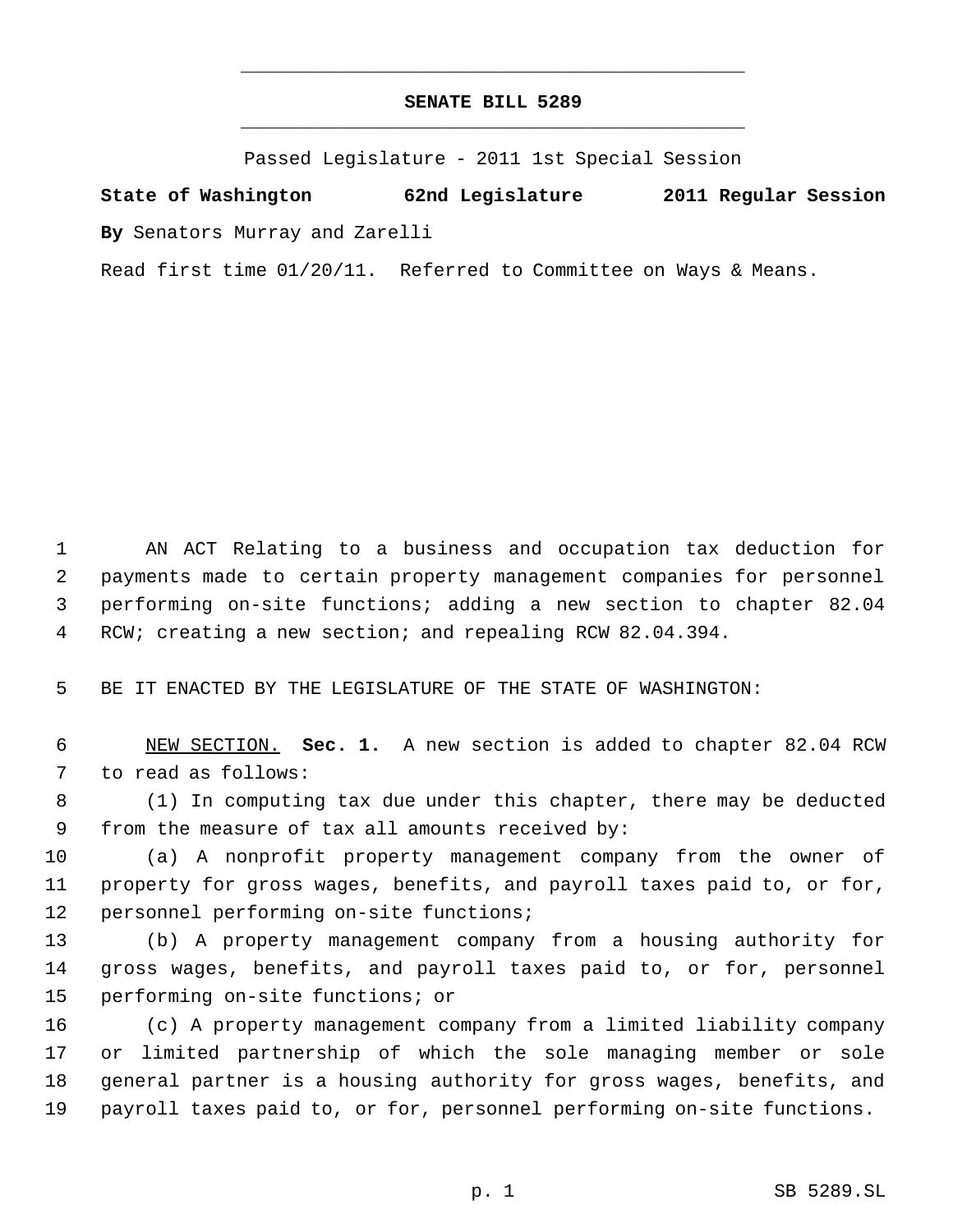# SENATE BILL 5289

Passed Legislature - 2011 1st Special Session

**State of Washington 62nd Legislature 2011 Regular Session**

**By** Senators Murray and Zarelli

Read first time 01/20/11. Referred to Committee on Ways & Means.

AN ACT Relating to a business and occupation tax deduction for payments made to certain property management companies for personnel performing on-site functions; adding a new section to chapter 82.04 RCW; creating a new section; and repealing RCW 82.04.394.

BE IT ENACTED BY THE LEGISLATURE OF THE STATE OF WASHINGTON:

NEW SECTION. **Sec. 1.** A new section is added to chapter 82.04 RCW to read as follows:

(1) In computing tax due under this chapter, there may be deducted from the measure of tax all amounts received by:

(a) A nonprofit property management company from the owner of property for gross wages, benefits, and payroll taxes paid to, or for, personnel performing on-site functions;

(b) A property management company from a housing authority for gross wages, benefits, and payroll taxes paid to, or for, personnel performing on-site functions; or

(c) A property management company from a limited liability company or limited partnership of which the sole managing member or sole general partner is a housing authority for gross wages, benefits, and payroll taxes paid to, or for, personnel performing on-site functions.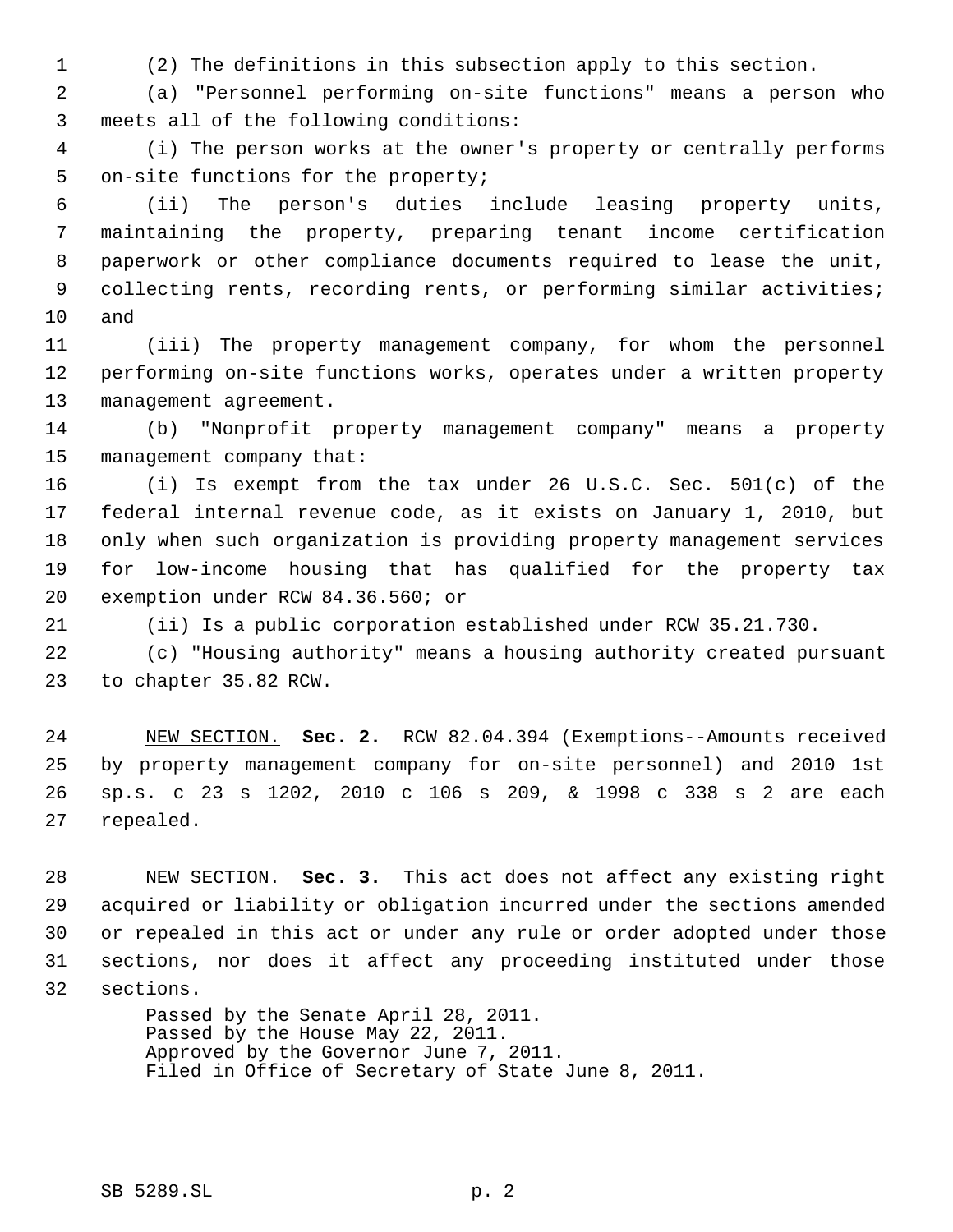(2) The definitions in this subsection apply to this section.

(a) "Personnel performing on-site functions" means a person who meets all of the following conditions:

(i) The person works at the owner's property or centrally performs on-site functions for the property;

(ii) The person's duties include leasing property units, maintaining the property, preparing tenant income certification paperwork or other compliance documents required to lease the unit, collecting rents, recording rents, or performing similar activities; and

(iii) The property management company, for whom the personnel performing on-site functions works, operates under a written property management agreement.

(b) "Nonprofit property management company" means a property management company that:

(i) Is exempt from the tax under 26 U.S.C. Sec. 501(c) of the federal internal revenue code, as it exists on January 1, 2010, but only when such organization is providing property management services for low-income housing that has qualified for the property tax exemption under RCW 84.36.560; or

(ii) Is a public corporation established under RCW 35.21.730.

(c) "Housing authority" means a housing authority created pursuant to chapter 35.82 RCW.

NEW SECTION. **Sec. 2.** RCW 82.04.394 (Exemptions--Amounts received by property management company for on-site personnel) and 2010 1st sp.s. c 23 s 1202, 2010 c 106 s 209, & 1998 c 338 s 2 are each repealed.

NEW SECTION. **Sec. 3.** This act does not affect any existing right acquired or liability or obligation incurred under the sections amended or repealed in this act or under any rule or order adopted under those sections, nor does it affect any proceeding instituted under those sections.

Passed by the Senate April 28, 2011.
Passed by the House May 22, 2011.
Approved by the Governor June 7, 2011.
Filed in Office of Secretary of State June 8, 2011.